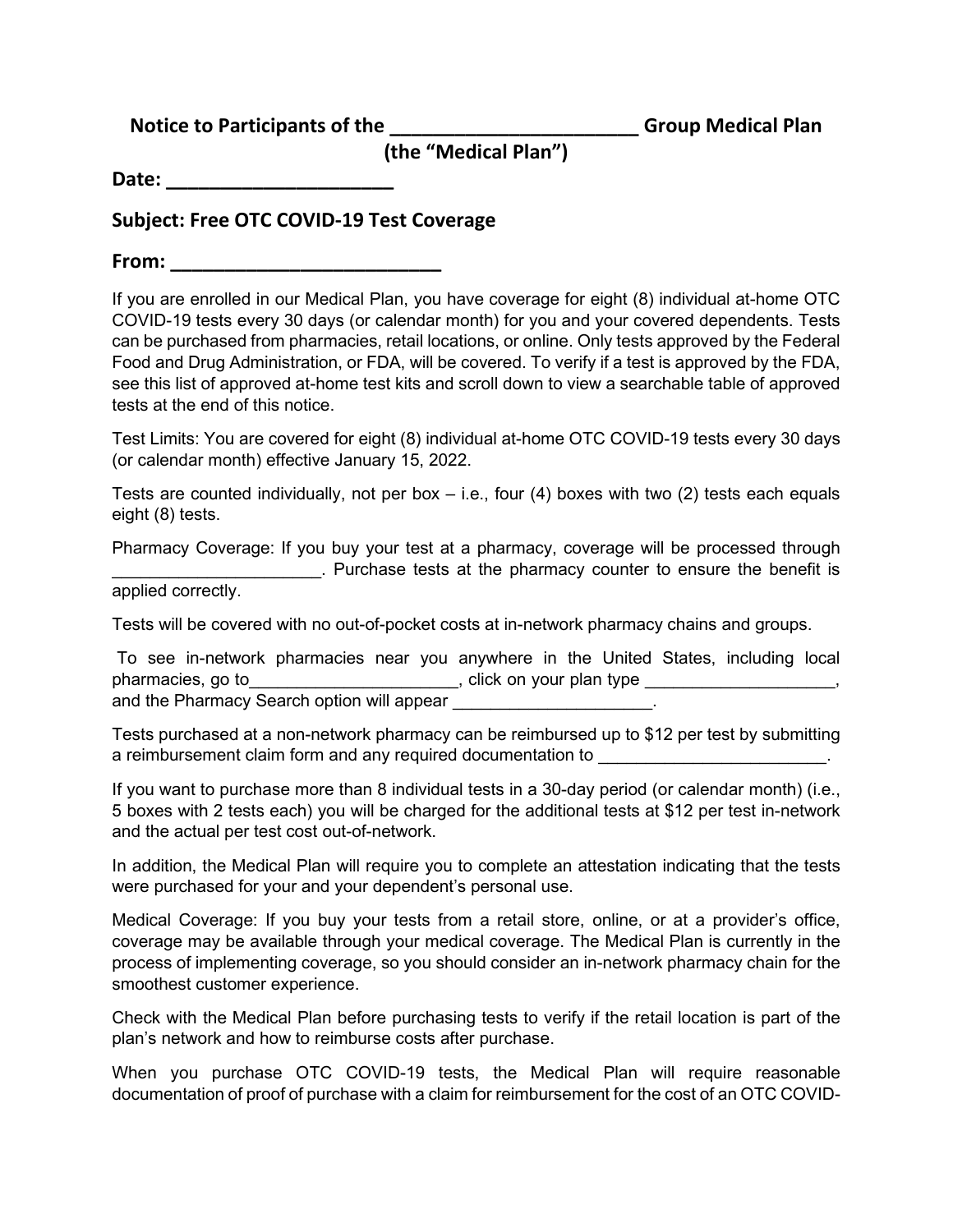**Notice to Participants of the _______________________ Group Medical Plan (the "Medical Plan")**

**Date: _____________________**

## Subject: Free OTC COVID-19 Test Coverage

**From: _________________________**

If you are enrolled in our Medical Plan, you have coverage for eight (8) individual at-home OTC COVID-19 tests every 30 days (or calendar month) for you and your covered dependents. Tests can be purchased from pharmacies, retail locations, or online. Only tests approved by the Federal Food and Drug Administration, or FDA, will be covered. To verify if a test is approved by the FDA, see this list of approved at-home test kits and scroll down to view a searchable table of approved tests at the end of this notice.

Test Limits: You are covered for eight (8) individual at-home OTC COVID-19 tests every 30 days (or calendar month) effective January 15, 2022.

Tests are counted individually, not per box – i.e., four (4) boxes with two (2) tests each equals eight (8) tests.

Pharmacy Coverage: If you buy your test at a pharmacy, coverage will be processed through _____________________. Purchase tests at the pharmacy counter to ensure the benefit is applied correctly.

Tests will be covered with no out-of-pocket costs at in-network pharmacy chains and groups.

To see in-network pharmacies near you anywhere in the United States, including local pharmacies, go to_____________________, click on your plan type ___________________, and the Pharmacy Search option will appear ____________________.

Tests purchased at a non-network pharmacy can be reimbursed up to $12 per test by submitting a reimbursement claim form and any required documentation to _______________________.

If you want to purchase more than 8 individual tests in a 30-day period (or calendar month) (i.e., 5 boxes with 2 tests each) you will be charged for the additional tests at $12 per test in-network and the actual per test cost out-of-network.

In addition, the Medical Plan will require you to complete an attestation indicating that the tests were purchased for your and your dependent's personal use.

Medical Coverage: If you buy your tests from a retail store, online, or at a provider's office, coverage may be available through your medical coverage. The Medical Plan is currently in the process of implementing coverage, so you should consider an in-network pharmacy chain for the smoothest customer experience.

Check with the Medical Plan before purchasing tests to verify if the retail location is part of the plan's network and how to reimburse costs after purchase.

When you purchase OTC COVID-19 tests, the Medical Plan will require reasonable documentation of proof of purchase with a claim for reimbursement for the cost of an OTC COVID-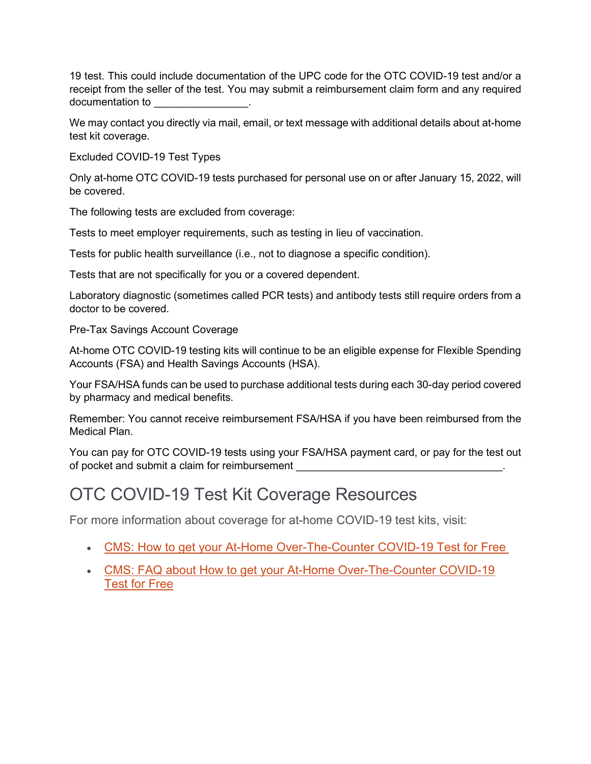19 test. This could include documentation of the UPC code for the OTC COVID-19 test and/or a receipt from the seller of the test. You may submit a reimbursement claim form and any required documentation to ________________.

We may contact you directly via mail, email, or text message with additional details about at-home test kit coverage.

Excluded COVID-19 Test Types

Only at-home OTC COVID-19 tests purchased for personal use on or after January 15, 2022, will be covered.

The following tests are excluded from coverage:

Tests to meet employer requirements, such as testing in lieu of vaccination.

Tests for public health surveillance (i.e., not to diagnose a specific condition).

Tests that are not specifically for you or a covered dependent.

Laboratory diagnostic (sometimes called PCR tests) and antibody tests still require orders from a doctor to be covered.

Pre-Tax Savings Account Coverage

At-home OTC COVID-19 testing kits will continue to be an eligible expense for Flexible Spending Accounts (FSA) and Health Savings Accounts (HSA).

Your FSA/HSA funds can be used to purchase additional tests during each 30-day period covered by pharmacy and medical benefits.

Remember: You cannot receive reimbursement FSA/HSA if you have been reimbursed from the Medical Plan.

You can pay for OTC COVID-19 tests using your FSA/HSA payment card, or pay for the test out of pocket and submit a claim for reimbursement __________________________________.

# OTC COVID-19 Test Kit Coverage Resources

For more information about coverage for at-home COVID-19 test kits, visit:

- CMS: How to get your At-Home Over-The-Counter COVID-19 Test for Free
- CMS: FAQ about How to get your At-Home Over-The-Counter COVID-19 Test for Free